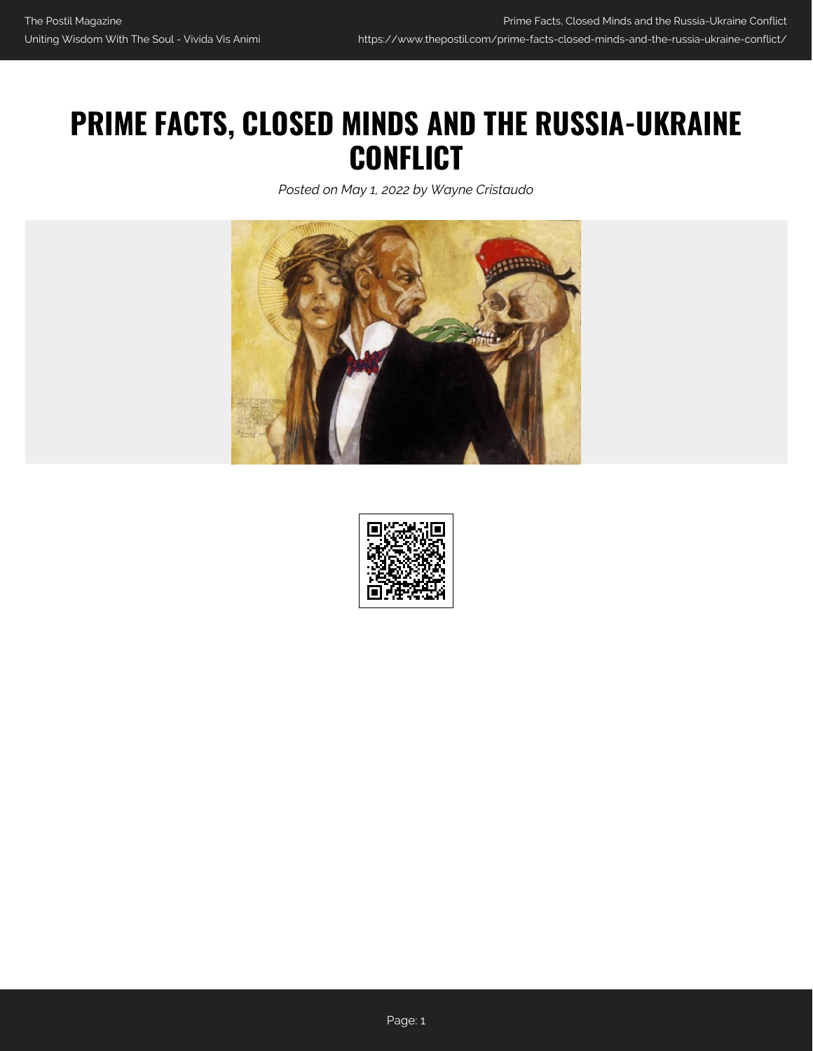# PRIME FACTS, CLOSED MINDS AND THE RUSSIA-UKRAINE CONFLICT

*Posted on May 1, 2022 by Wayne Cristaudo*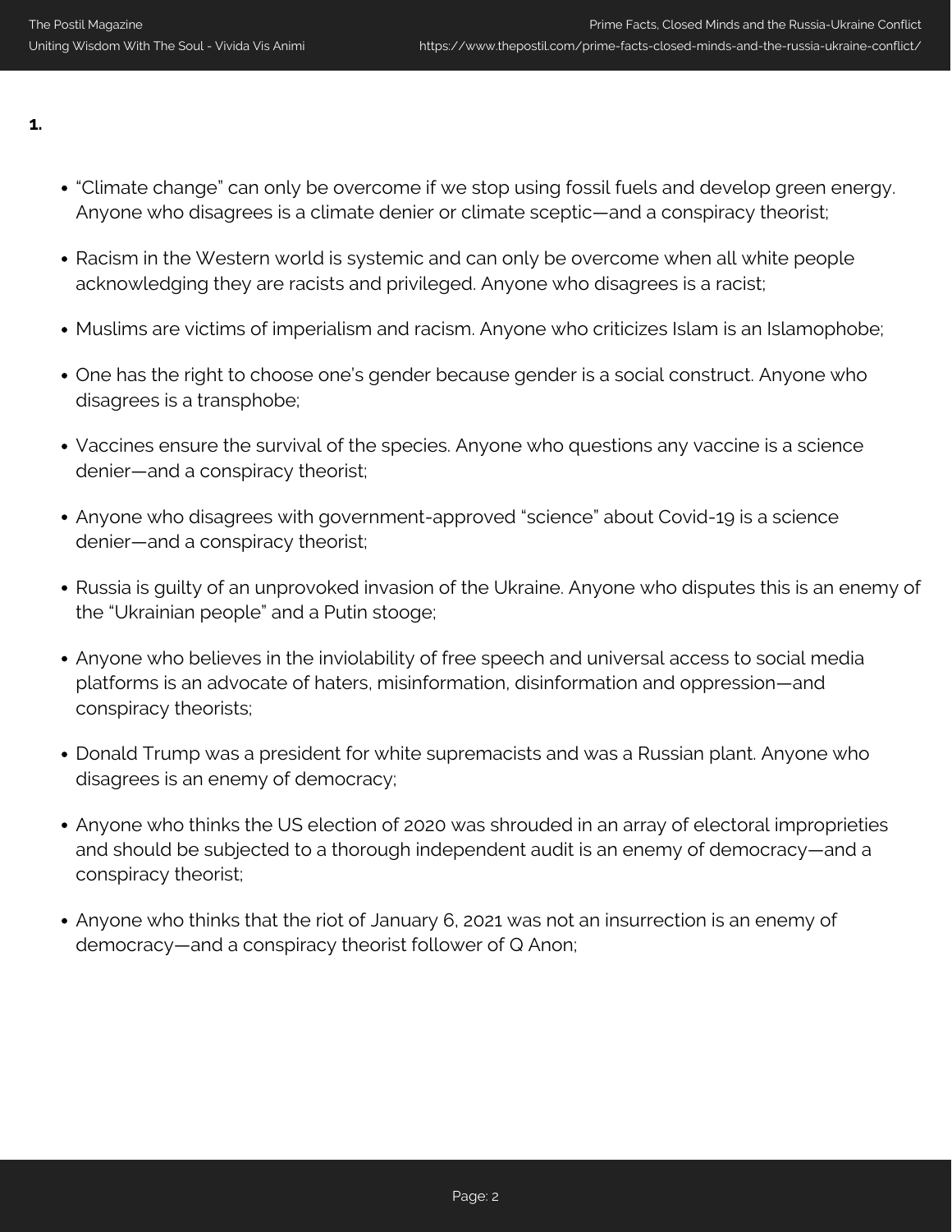**1.**

- "Climate change" can only be overcome if we stop using fossil fuels and develop green energy. Anyone who disagrees is a climate denier or climate sceptic—and a conspiracy theorist;
- Racism in the Western world is systemic and can only be overcome when all white people acknowledging they are racists and privileged. Anyone who disagrees is a racist;
- Muslims are victims of imperialism and racism. Anyone who criticizes Islam is an Islamophobe;
- One has the right to choose one's gender because gender is a social construct. Anyone who disagrees is a transphobe;
- Vaccines ensure the survival of the species. Anyone who questions any vaccine is a science denier—and a conspiracy theorist;
- Anyone who disagrees with government-approved "science" about Covid-19 is a science denier—and a conspiracy theorist;
- Russia is guilty of an unprovoked invasion of the Ukraine. Anyone who disputes this is an enemy of the "Ukrainian people" and a Putin stooge;
- Anyone who believes in the inviolability of free speech and universal access to social media platforms is an advocate of haters, misinformation, disinformation and oppression—and conspiracy theorists;
- Donald Trump was a president for white supremacists and was a Russian plant. Anyone who disagrees is an enemy of democracy;
- Anyone who thinks the US election of 2020 was shrouded in an array of electoral improprieties and should be subjected to a thorough independent audit is an enemy of democracy—and a conspiracy theorist;
- Anyone who thinks that the riot of January 6, 2021 was not an insurrection is an enemy of democracy—and a conspiracy theorist follower of Q Anon;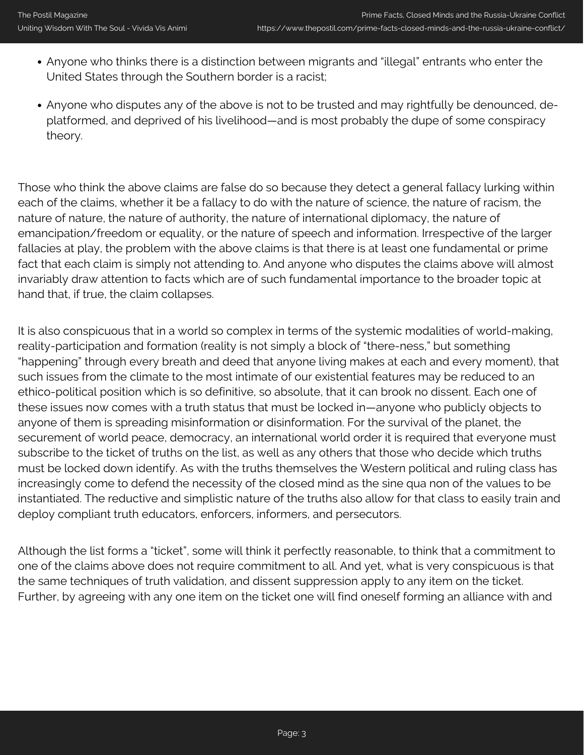- Anyone who thinks there is a distinction between migrants and "illegal" entrants who enter the United States through the Southern border is a racist;
- Anyone who disputes any of the above is not to be trusted and may rightfully be denounced, de-platformed, and deprived of his livelihood—and is most probably the dupe of some conspiracy theory.

Those who think the above claims are false do so because they detect a general fallacy lurking within each of the claims, whether it be a fallacy to do with the nature of science, the nature of racism, the nature of nature, the nature of authority, the nature of international diplomacy, the nature of emancipation/freedom or equality, or the nature of speech and information. Irrespective of the larger fallacies at play, the problem with the above claims is that there is at least one fundamental or prime fact that each claim is simply not attending to. And anyone who disputes the claims above will almost invariably draw attention to facts which are of such fundamental importance to the broader topic at hand that, if true, the claim collapses.

It is also conspicuous that in a world so complex in terms of the systemic modalities of world-making, reality-participation and formation (reality is not simply a block of "there-ness," but something "happening" through every breath and deed that anyone living makes at each and every moment), that such issues from the climate to the most intimate of our existential features may be reduced to an ethico-political position which is so definitive, so absolute, that it can brook no dissent. Each one of these issues now comes with a truth status that must be locked in—anyone who publicly objects to anyone of them is spreading misinformation or disinformation. For the survival of the planet, the securement of world peace, democracy, an international world order it is required that everyone must subscribe to the ticket of truths on the list, as well as any others that those who decide which truths must be locked down identify. As with the truths themselves the Western political and ruling class has increasingly come to defend the necessity of the closed mind as the sine qua non of the values to be instantiated. The reductive and simplistic nature of the truths also allow for that class to easily train and deploy compliant truth educators, enforcers, informers, and persecutors.

Although the list forms a "ticket", some will think it perfectly reasonable, to think that a commitment to one of the claims above does not require commitment to all. And yet, what is very conspicuous is that the same techniques of truth validation, and dissent suppression apply to any item on the ticket. Further, by agreeing with any one item on the ticket one will find oneself forming an alliance with and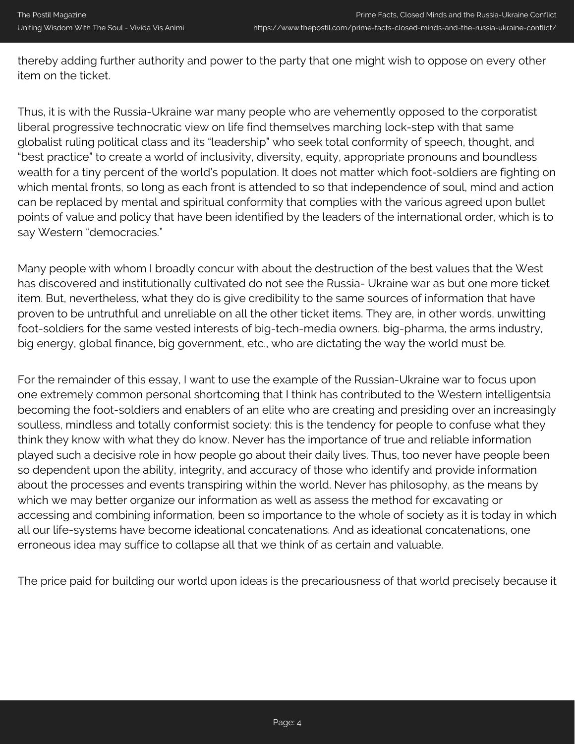thereby adding further authority and power to the party that one might wish to oppose on every other item on the ticket.

Thus, it is with the Russia-Ukraine war many people who are vehemently opposed to the corporatist liberal progressive technocratic view on life find themselves marching lock-step with that same globalist ruling political class and its "leadership" who seek total conformity of speech, thought, and "best practice" to create a world of inclusivity, diversity, equity, appropriate pronouns and boundless wealth for a tiny percent of the world's population. It does not matter which foot-soldiers are fighting on which mental fronts, so long as each front is attended to so that independence of soul, mind and action can be replaced by mental and spiritual conformity that complies with the various agreed upon bullet points of value and policy that have been identified by the leaders of the international order, which is to say Western "democracies."

Many people with whom I broadly concur with about the destruction of the best values that the West has discovered and institutionally cultivated do not see the Russia- Ukraine war as but one more ticket item. But, nevertheless, what they do is give credibility to the same sources of information that have proven to be untruthful and unreliable on all the other ticket items. They are, in other words, unwitting foot-soldiers for the same vested interests of big-tech-media owners, big-pharma, the arms industry, big energy, global finance, big government, etc., who are dictating the way the world must be.

For the remainder of this essay, I want to use the example of the Russian-Ukraine war to focus upon one extremely common personal shortcoming that I think has contributed to the Western intelligentsia becoming the foot-soldiers and enablers of an elite who are creating and presiding over an increasingly soulless, mindless and totally conformist society: this is the tendency for people to confuse what they think they know with what they do know. Never has the importance of true and reliable information played such a decisive role in how people go about their daily lives. Thus, too never have people been so dependent upon the ability, integrity, and accuracy of those who identify and provide information about the processes and events transpiring within the world. Never has philosophy, as the means by which we may better organize our information as well as assess the method for excavating or accessing and combining information, been so importance to the whole of society as it is today in which all our life-systems have become ideational concatenations. And as ideational concatenations, one erroneous idea may suffice to collapse all that we think of as certain and valuable.

The price paid for building our world upon ideas is the precariousness of that world precisely because it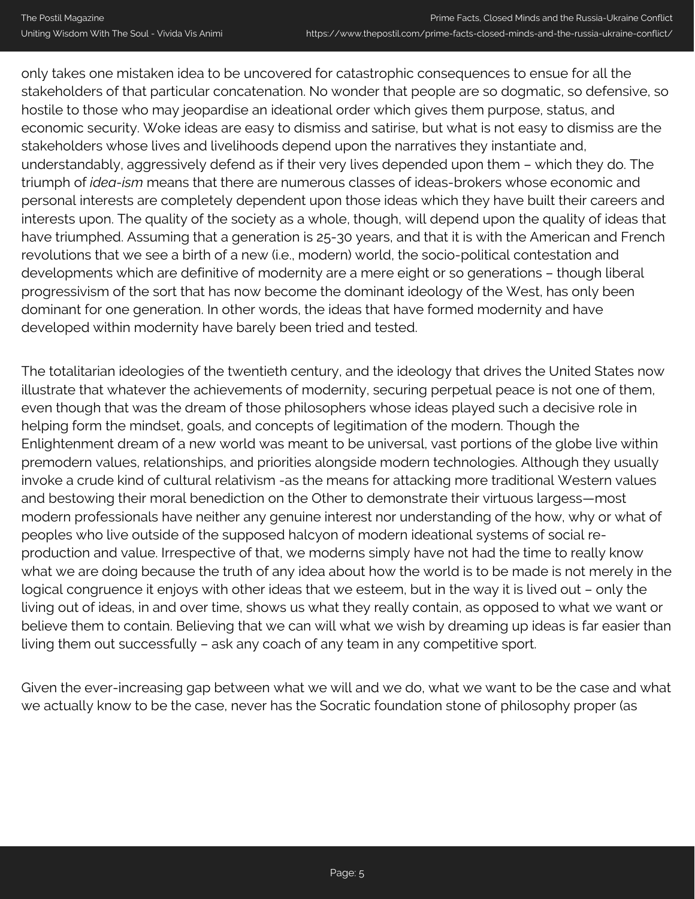only takes one mistaken idea to be uncovered for catastrophic consequences to ensue for all the stakeholders of that particular concatenation. No wonder that people are so dogmatic, so defensive, so hostile to those who may jeopardise an ideational order which gives them purpose, status, and economic security. Woke ideas are easy to dismiss and satirise, but what is not easy to dismiss are the stakeholders whose lives and livelihoods depend upon the narratives they instantiate and, understandably, aggressively defend as if their very lives depended upon them – which they do. The triumph of *idea-ism* means that there are numerous classes of ideas-brokers whose economic and personal interests are completely dependent upon those ideas which they have built their careers and interests upon. The quality of the society as a whole, though, will depend upon the quality of ideas that have triumphed. Assuming that a generation is 25-30 years, and that it is with the American and French revolutions that we see a birth of a new (i.e., modern) world, the socio-political contestation and developments which are definitive of modernity are a mere eight or so generations – though liberal progressivism of the sort that has now become the dominant ideology of the West, has only been dominant for one generation. In other words, the ideas that have formed modernity and have developed within modernity have barely been tried and tested.

The totalitarian ideologies of the twentieth century, and the ideology that drives the United States now illustrate that whatever the achievements of modernity, securing perpetual peace is not one of them, even though that was the dream of those philosophers whose ideas played such a decisive role in helping form the mindset, goals, and concepts of legitimation of the modern. Though the Enlightenment dream of a new world was meant to be universal, vast portions of the globe live within premodern values, relationships, and priorities alongside modern technologies. Although they usually invoke a crude kind of cultural relativism -as the means for attacking more traditional Western values and bestowing their moral benediction on the Other to demonstrate their virtuous largess—most modern professionals have neither any genuine interest nor understanding of the how, why or what of peoples who live outside of the supposed halcyon of modern ideational systems of social re-production and value. Irrespective of that, we moderns simply have not had the time to really know what we are doing because the truth of any idea about how the world is to be made is not merely in the logical congruence it enjoys with other ideas that we esteem, but in the way it is lived out – only the living out of ideas, in and over time, shows us what they really contain, as opposed to what we want or believe them to contain. Believing that we can will what we wish by dreaming up ideas is far easier than living them out successfully – ask any coach of any team in any competitive sport.

Given the ever-increasing gap between what we will and we do, what we want to be the case and what we actually know to be the case, never has the Socratic foundation stone of philosophy proper (as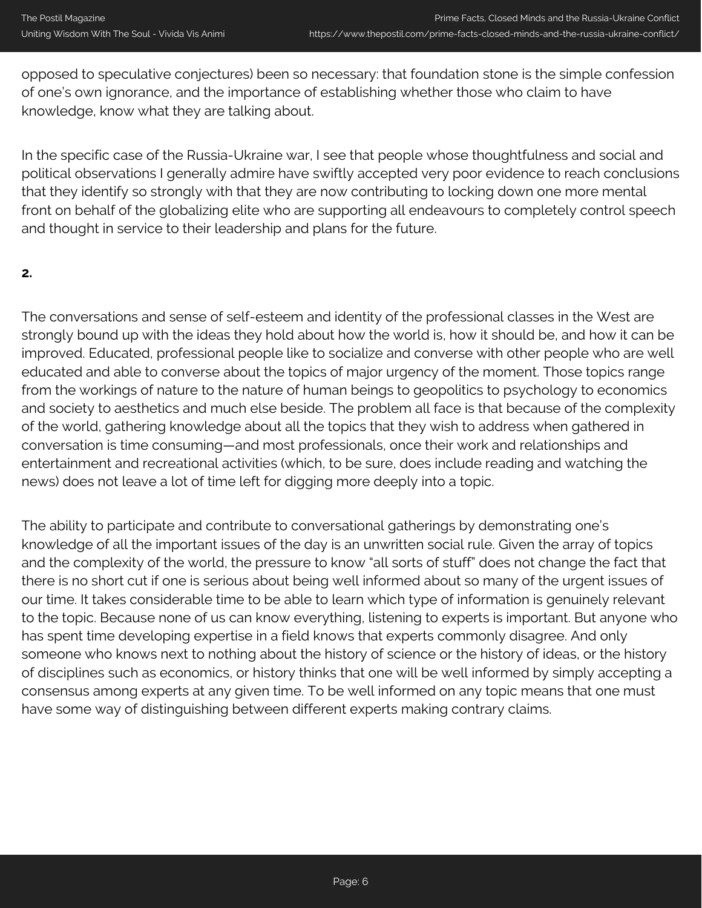opposed to speculative conjectures) been so necessary: that foundation stone is the simple confession of one's own ignorance, and the importance of establishing whether those who claim to have knowledge, know what they are talking about.

In the specific case of the Russia-Ukraine war, I see that people whose thoughtfulness and social and political observations I generally admire have swiftly accepted very poor evidence to reach conclusions that they identify so strongly with that they are now contributing to locking down one more mental front on behalf of the globalizing elite who are supporting all endeavours to completely control speech and thought in service to their leadership and plans for the future.

**2.**

The conversations and sense of self-esteem and identity of the professional classes in the West are strongly bound up with the ideas they hold about how the world is, how it should be, and how it can be improved. Educated, professional people like to socialize and converse with other people who are well educated and able to converse about the topics of major urgency of the moment. Those topics range from the workings of nature to the nature of human beings to geopolitics to psychology to economics and society to aesthetics and much else beside. The problem all face is that because of the complexity of the world, gathering knowledge about all the topics that they wish to address when gathered in conversation is time consuming—and most professionals, once their work and relationships and entertainment and recreational activities (which, to be sure, does include reading and watching the news) does not leave a lot of time left for digging more deeply into a topic.

The ability to participate and contribute to conversational gatherings by demonstrating one's knowledge of all the important issues of the day is an unwritten social rule. Given the array of topics and the complexity of the world, the pressure to know "all sorts of stuff" does not change the fact that there is no short cut if one is serious about being well informed about so many of the urgent issues of our time. It takes considerable time to be able to learn which type of information is genuinely relevant to the topic. Because none of us can know everything, listening to experts is important. But anyone who has spent time developing expertise in a field knows that experts commonly disagree. And only someone who knows next to nothing about the history of science or the history of ideas, or the history of disciplines such as economics, or history thinks that one will be well informed by simply accepting a consensus among experts at any given time. To be well informed on any topic means that one must have some way of distinguishing between different experts making contrary claims.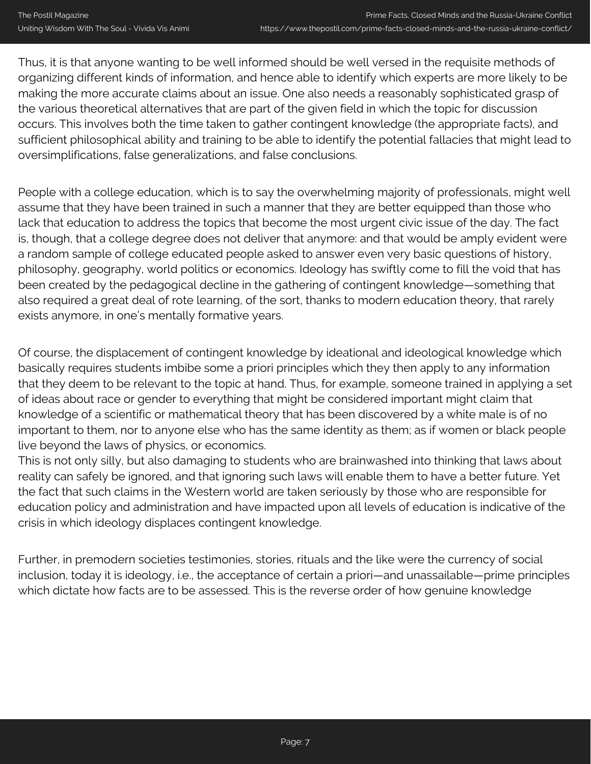Thus, it is that anyone wanting to be well informed should be well versed in the requisite methods of organizing different kinds of information, and hence able to identify which experts are more likely to be making the more accurate claims about an issue. One also needs a reasonably sophisticated grasp of the various theoretical alternatives that are part of the given field in which the topic for discussion occurs. This involves both the time taken to gather contingent knowledge (the appropriate facts), and sufficient philosophical ability and training to be able to identify the potential fallacies that might lead to oversimplifications, false generalizations, and false conclusions.

People with a college education, which is to say the overwhelming majority of professionals, might well assume that they have been trained in such a manner that they are better equipped than those who lack that education to address the topics that become the most urgent civic issue of the day. The fact is, though, that a college degree does not deliver that anymore: and that would be amply evident were a random sample of college educated people asked to answer even very basic questions of history, philosophy, geography, world politics or economics. Ideology has swiftly come to fill the void that has been created by the pedagogical decline in the gathering of contingent knowledge—something that also required a great deal of rote learning, of the sort, thanks to modern education theory, that rarely exists anymore, in one's mentally formative years.

Of course, the displacement of contingent knowledge by ideational and ideological knowledge which basically requires students imbibe some a priori principles which they then apply to any information that they deem to be relevant to the topic at hand. Thus, for example, someone trained in applying a set of ideas about race or gender to everything that might be considered important might claim that knowledge of a scientific or mathematical theory that has been discovered by a white male is of no important to them, nor to anyone else who has the same identity as them; as if women or black people live beyond the laws of physics, or economics.

This is not only silly, but also damaging to students who are brainwashed into thinking that laws about reality can safely be ignored, and that ignoring such laws will enable them to have a better future. Yet the fact that such claims in the Western world are taken seriously by those who are responsible for education policy and administration and have impacted upon all levels of education is indicative of the crisis in which ideology displaces contingent knowledge.

Further, in premodern societies testimonies, stories, rituals and the like were the currency of social inclusion, today it is ideology, i.e., the acceptance of certain a priori—and unassailable—prime principles which dictate how facts are to be assessed. This is the reverse order of how genuine knowledge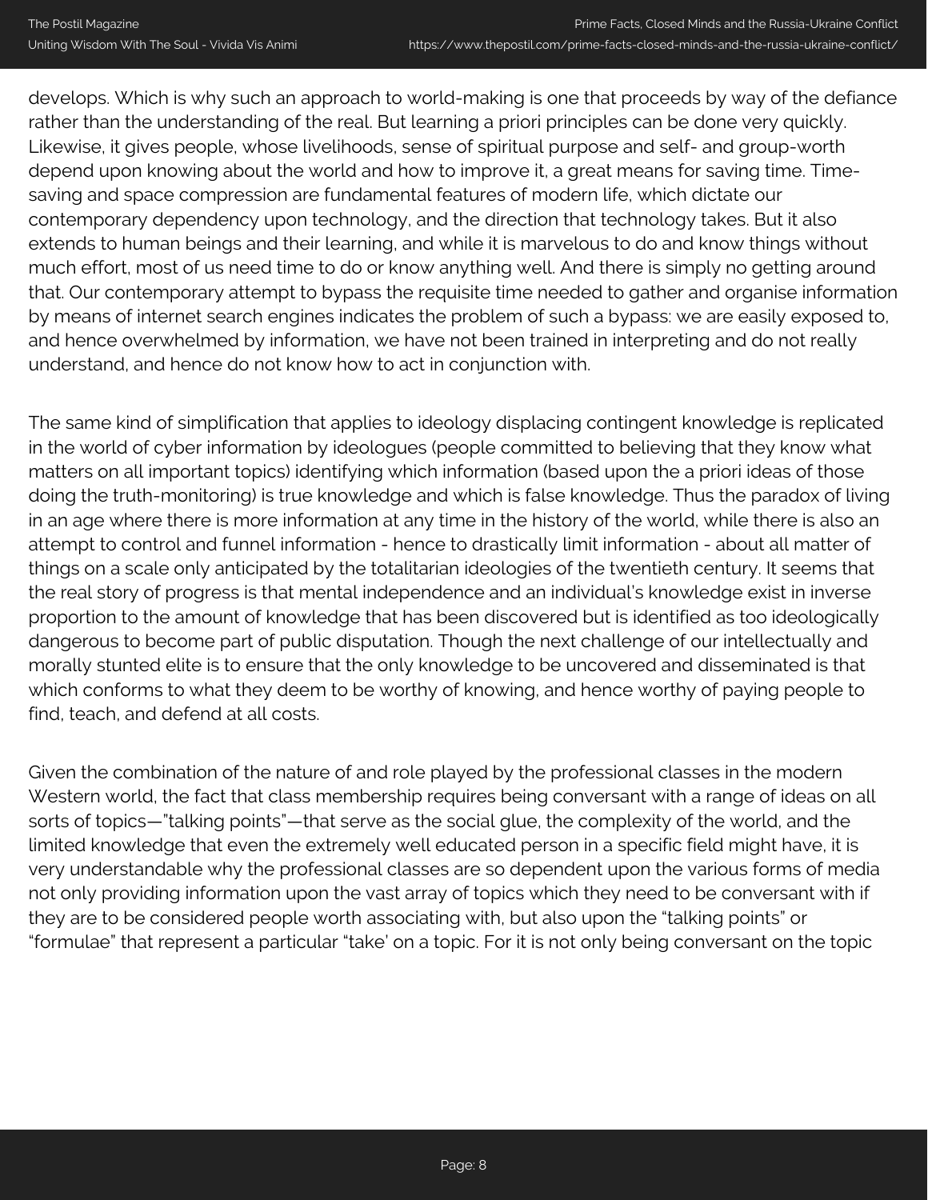develops. Which is why such an approach to world-making is one that proceeds by way of the defiance rather than the understanding of the real. But learning a priori principles can be done very quickly. Likewise, it gives people, whose livelihoods, sense of spiritual purpose and self- and group-worth depend upon knowing about the world and how to improve it, a great means for saving time. Time-saving and space compression are fundamental features of modern life, which dictate our contemporary dependency upon technology, and the direction that technology takes. But it also extends to human beings and their learning, and while it is marvelous to do and know things without much effort, most of us need time to do or know anything well. And there is simply no getting around that. Our contemporary attempt to bypass the requisite time needed to gather and organise information by means of internet search engines indicates the problem of such a bypass: we are easily exposed to, and hence overwhelmed by information, we have not been trained in interpreting and do not really understand, and hence do not know how to act in conjunction with.

The same kind of simplification that applies to ideology displacing contingent knowledge is replicated in the world of cyber information by ideologues (people committed to believing that they know what matters on all important topics) identifying which information (based upon the a priori ideas of those doing the truth-monitoring) is true knowledge and which is false knowledge. Thus the paradox of living in an age where there is more information at any time in the history of the world, while there is also an attempt to control and funnel information - hence to drastically limit information - about all matter of things on a scale only anticipated by the totalitarian ideologies of the twentieth century. It seems that the real story of progress is that mental independence and an individual's knowledge exist in inverse proportion to the amount of knowledge that has been discovered but is identified as too ideologically dangerous to become part of public disputation. Though the next challenge of our intellectually and morally stunted elite is to ensure that the only knowledge to be uncovered and disseminated is that which conforms to what they deem to be worthy of knowing, and hence worthy of paying people to find, teach, and defend at all costs.

Given the combination of the nature of and role played by the professional classes in the modern Western world, the fact that class membership requires being conversant with a range of ideas on all sorts of topics—"talking points"—that serve as the social glue, the complexity of the world, and the limited knowledge that even the extremely well educated person in a specific field might have, it is very understandable why the professional classes are so dependent upon the various forms of media not only providing information upon the vast array of topics which they need to be conversant with if they are to be considered people worth associating with, but also upon the "talking points" or "formulae" that represent a particular "take' on a topic. For it is not only being conversant on the topic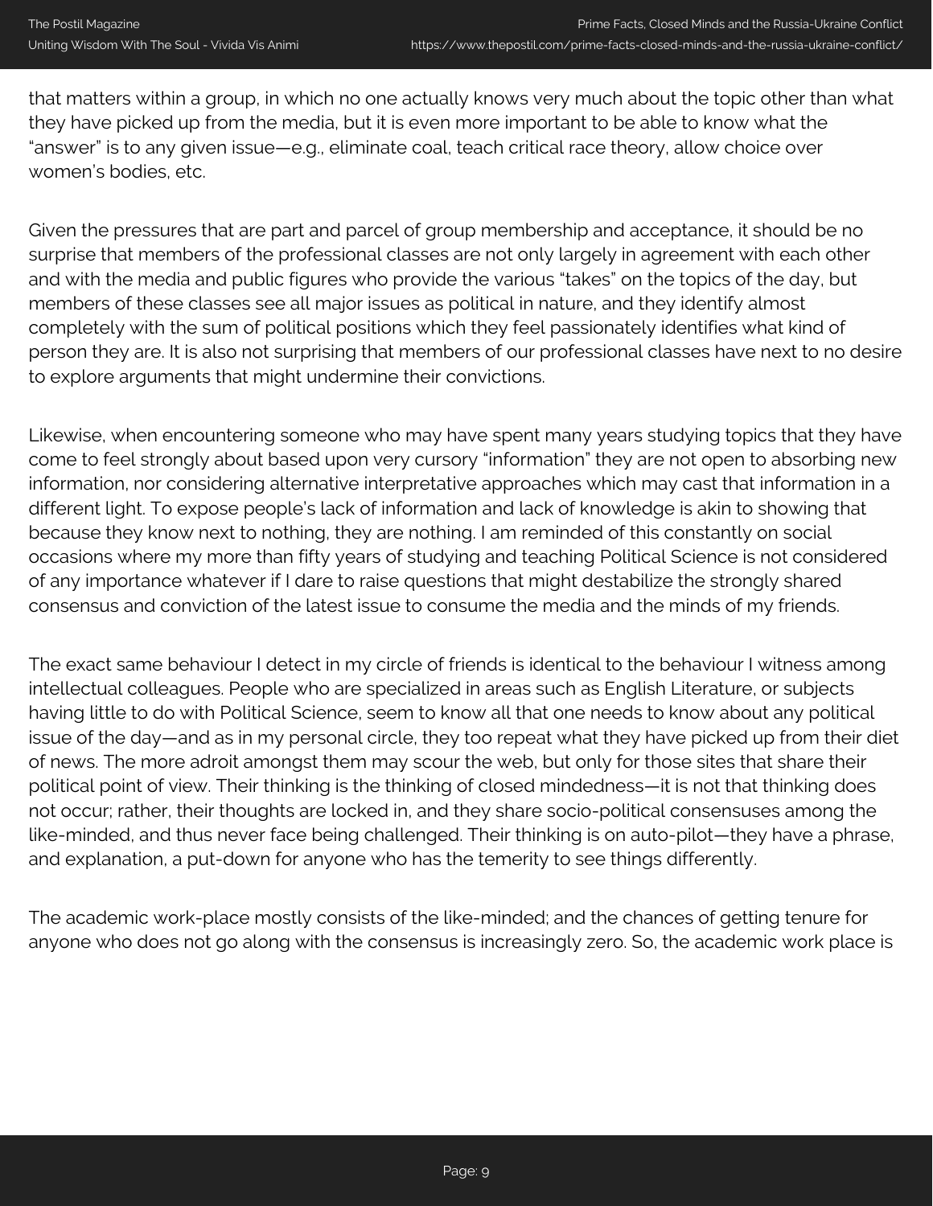that matters within a group, in which no one actually knows very much about the topic other than what they have picked up from the media, but it is even more important to be able to know what the "answer" is to any given issue—e.g., eliminate coal, teach critical race theory, allow choice over women's bodies, etc.

Given the pressures that are part and parcel of group membership and acceptance, it should be no surprise that members of the professional classes are not only largely in agreement with each other and with the media and public figures who provide the various "takes" on the topics of the day, but members of these classes see all major issues as political in nature, and they identify almost completely with the sum of political positions which they feel passionately identifies what kind of person they are. It is also not surprising that members of our professional classes have next to no desire to explore arguments that might undermine their convictions.

Likewise, when encountering someone who may have spent many years studying topics that they have come to feel strongly about based upon very cursory "information" they are not open to absorbing new information, nor considering alternative interpretative approaches which may cast that information in a different light. To expose people's lack of information and lack of knowledge is akin to showing that because they know next to nothing, they are nothing. I am reminded of this constantly on social occasions where my more than fifty years of studying and teaching Political Science is not considered of any importance whatever if I dare to raise questions that might destabilize the strongly shared consensus and conviction of the latest issue to consume the media and the minds of my friends.

The exact same behaviour I detect in my circle of friends is identical to the behaviour I witness among intellectual colleagues. People who are specialized in areas such as English Literature, or subjects having little to do with Political Science, seem to know all that one needs to know about any political issue of the day—and as in my personal circle, they too repeat what they have picked up from their diet of news. The more adroit amongst them may scour the web, but only for those sites that share their political point of view. Their thinking is the thinking of closed mindedness—it is not that thinking does not occur; rather, their thoughts are locked in, and they share socio-political consensuses among the like-minded, and thus never face being challenged. Their thinking is on auto-pilot—they have a phrase, and explanation, a put-down for anyone who has the temerity to see things differently.

The academic work-place mostly consists of the like-minded; and the chances of getting tenure for anyone who does not go along with the consensus is increasingly zero. So, the academic work place is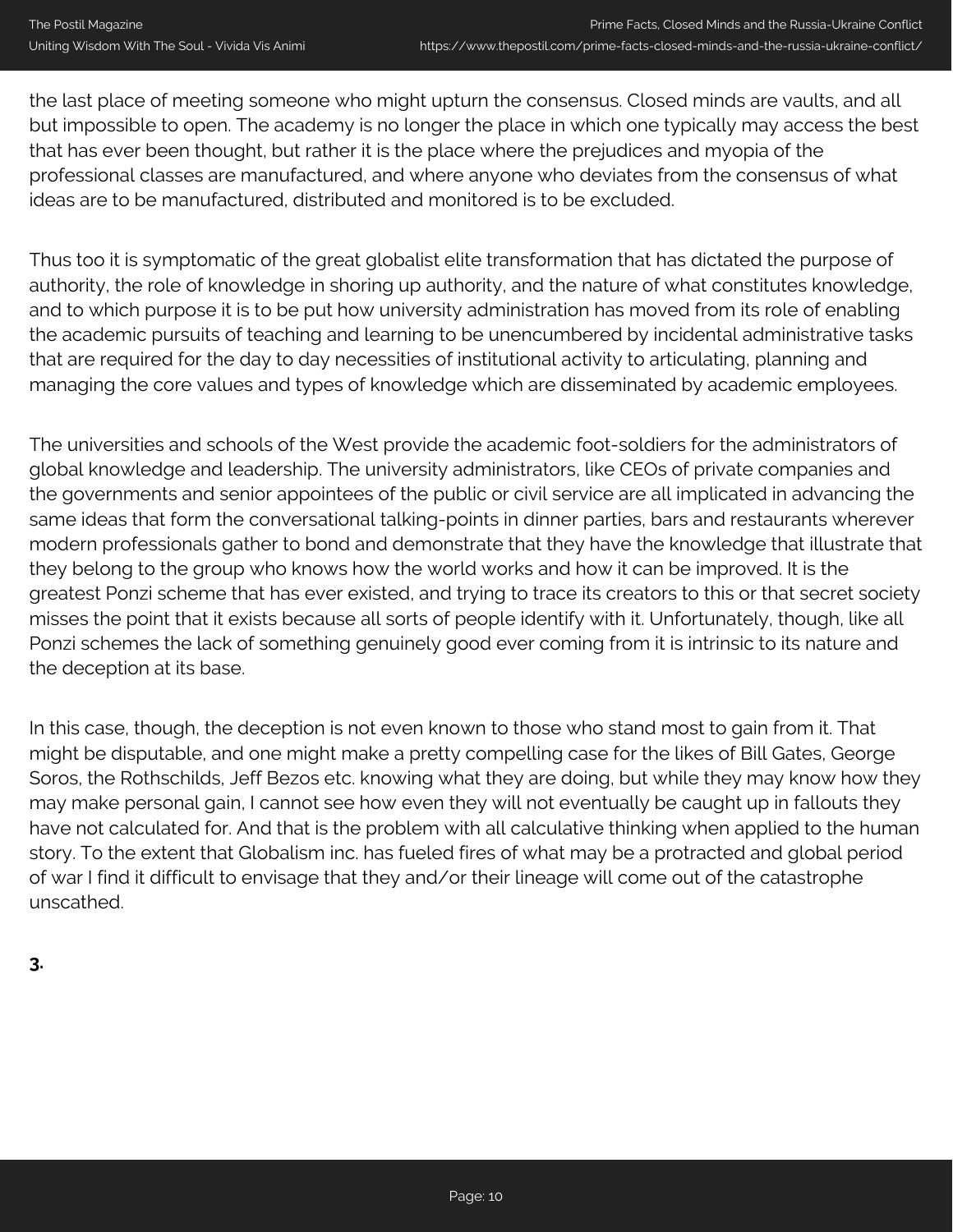the last place of meeting someone who might upturn the consensus. Closed minds are vaults, and all but impossible to open. The academy is no longer the place in which one typically may access the best that has ever been thought, but rather it is the place where the prejudices and myopia of the professional classes are manufactured, and where anyone who deviates from the consensus of what ideas are to be manufactured, distributed and monitored is to be excluded.

Thus too it is symptomatic of the great globalist elite transformation that has dictated the purpose of authority, the role of knowledge in shoring up authority, and the nature of what constitutes knowledge, and to which purpose it is to be put how university administration has moved from its role of enabling the academic pursuits of teaching and learning to be unencumbered by incidental administrative tasks that are required for the day to day necessities of institutional activity to articulating, planning and managing the core values and types of knowledge which are disseminated by academic employees.

The universities and schools of the West provide the academic foot-soldiers for the administrators of global knowledge and leadership. The university administrators, like CEOs of private companies and the governments and senior appointees of the public or civil service are all implicated in advancing the same ideas that form the conversational talking-points in dinner parties, bars and restaurants wherever modern professionals gather to bond and demonstrate that they have the knowledge that illustrate that they belong to the group who knows how the world works and how it can be improved. It is the greatest Ponzi scheme that has ever existed, and trying to trace its creators to this or that secret society misses the point that it exists because all sorts of people identify with it. Unfortunately, though, like all Ponzi schemes the lack of something genuinely good ever coming from it is intrinsic to its nature and the deception at its base.

In this case, though, the deception is not even known to those who stand most to gain from it. That might be disputable, and one might make a pretty compelling case for the likes of Bill Gates, George Soros, the Rothschilds, Jeff Bezos etc. knowing what they are doing, but while they may know how they may make personal gain, I cannot see how even they will not eventually be caught up in fallouts they have not calculated for. And that is the problem with all calculative thinking when applied to the human story. To the extent that Globalism inc. has fueled fires of what may be a protracted and global period of war I find it difficult to envisage that they and/or their lineage will come out of the catastrophe unscathed.

**3.**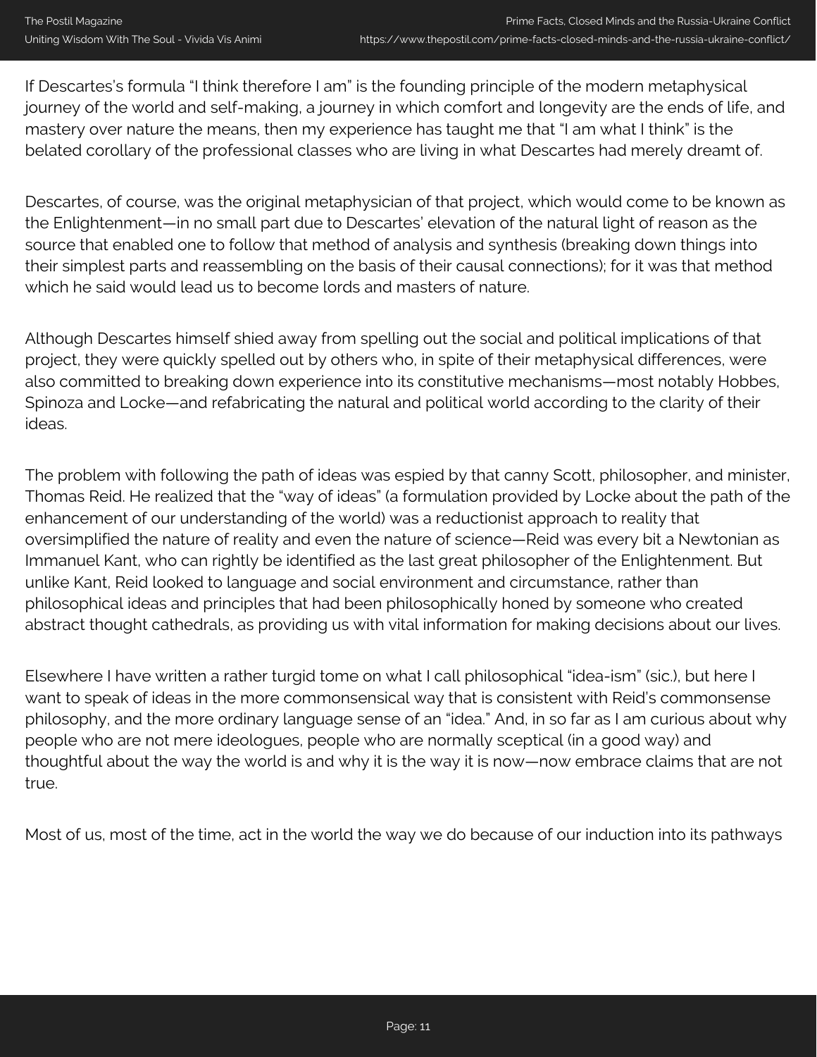If Descartes's formula "I think therefore I am" is the founding principle of the modern metaphysical journey of the world and self-making, a journey in which comfort and longevity are the ends of life, and mastery over nature the means, then my experience has taught me that "I am what I think" is the belated corollary of the professional classes who are living in what Descartes had merely dreamt of.

Descartes, of course, was the original metaphysician of that project, which would come to be known as the Enlightenment—in no small part due to Descartes' elevation of the natural light of reason as the source that enabled one to follow that method of analysis and synthesis (breaking down things into their simplest parts and reassembling on the basis of their causal connections); for it was that method which he said would lead us to become lords and masters of nature.

Although Descartes himself shied away from spelling out the social and political implications of that project, they were quickly spelled out by others who, in spite of their metaphysical differences, were also committed to breaking down experience into its constitutive mechanisms—most notably Hobbes, Spinoza and Locke—and refabricating the natural and political world according to the clarity of their ideas.

The problem with following the path of ideas was espied by that canny Scott, philosopher, and minister, Thomas Reid. He realized that the "way of ideas" (a formulation provided by Locke about the path of the enhancement of our understanding of the world) was a reductionist approach to reality that oversimplified the nature of reality and even the nature of science—Reid was every bit a Newtonian as Immanuel Kant, who can rightly be identified as the last great philosopher of the Enlightenment. But unlike Kant, Reid looked to language and social environment and circumstance, rather than philosophical ideas and principles that had been philosophically honed by someone who created abstract thought cathedrals, as providing us with vital information for making decisions about our lives.

Elsewhere I have written a rather turgid tome on what I call philosophical "idea-ism" (sic.), but here I want to speak of ideas in the more commonsensical way that is consistent with Reid's commonsense philosophy, and the more ordinary language sense of an "idea." And, in so far as I am curious about why people who are not mere ideologues, people who are normally sceptical (in a good way) and thoughtful about the way the world is and why it is the way it is now—now embrace claims that are not true.

Most of us, most of the time, act in the world the way we do because of our induction into its pathways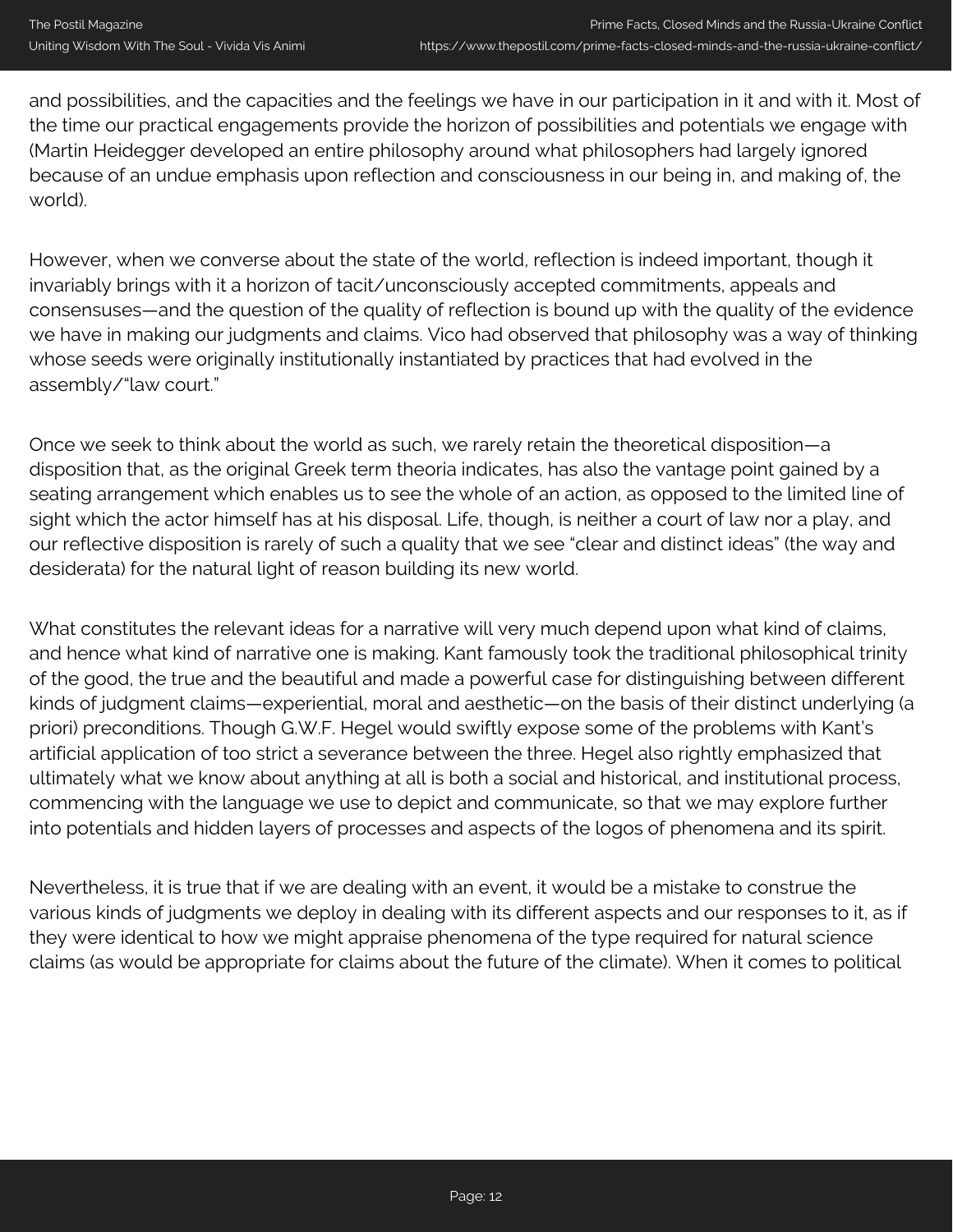and possibilities, and the capacities and the feelings we have in our participation in it and with it. Most of the time our practical engagements provide the horizon of possibilities and potentials we engage with (Martin Heidegger developed an entire philosophy around what philosophers had largely ignored because of an undue emphasis upon reflection and consciousness in our being in, and making of, the world).

However, when we converse about the state of the world, reflection is indeed important, though it invariably brings with it a horizon of tacit/unconsciously accepted commitments, appeals and consensuses—and the question of the quality of reflection is bound up with the quality of the evidence we have in making our judgments and claims. Vico had observed that philosophy was a way of thinking whose seeds were originally institutionally instantiated by practices that had evolved in the assembly/"law court."

Once we seek to think about the world as such, we rarely retain the theoretical disposition—a disposition that, as the original Greek term theoria indicates, has also the vantage point gained by a seating arrangement which enables us to see the whole of an action, as opposed to the limited line of sight which the actor himself has at his disposal. Life, though, is neither a court of law nor a play, and our reflective disposition is rarely of such a quality that we see "clear and distinct ideas" (the way and desiderata) for the natural light of reason building its new world.

What constitutes the relevant ideas for a narrative will very much depend upon what kind of claims, and hence what kind of narrative one is making. Kant famously took the traditional philosophical trinity of the good, the true and the beautiful and made a powerful case for distinguishing between different kinds of judgment claims—experiential, moral and aesthetic—on the basis of their distinct underlying (a priori) preconditions. Though G.W.F. Hegel would swiftly expose some of the problems with Kant's artificial application of too strict a severance between the three. Hegel also rightly emphasized that ultimately what we know about anything at all is both a social and historical, and institutional process, commencing with the language we use to depict and communicate, so that we may explore further into potentials and hidden layers of processes and aspects of the logos of phenomena and its spirit.

Nevertheless, it is true that if we are dealing with an event, it would be a mistake to construe the various kinds of judgments we deploy in dealing with its different aspects and our responses to it, as if they were identical to how we might appraise phenomena of the type required for natural science claims (as would be appropriate for claims about the future of the climate). When it comes to political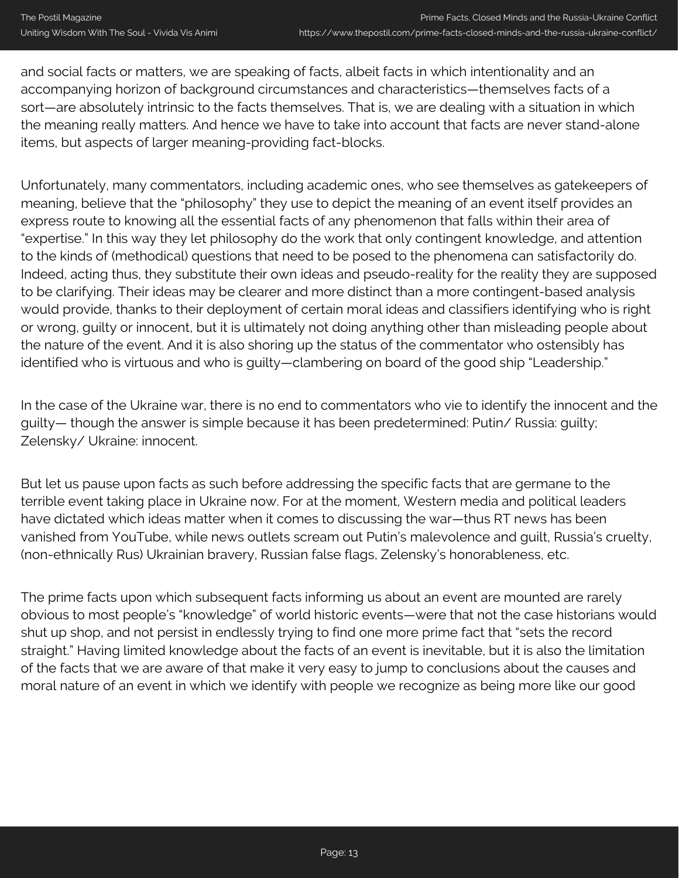and social facts or matters, we are speaking of facts, albeit facts in which intentionality and an accompanying horizon of background circumstances and characteristics—themselves facts of a sort—are absolutely intrinsic to the facts themselves. That is, we are dealing with a situation in which the meaning really matters. And hence we have to take into account that facts are never stand-alone items, but aspects of larger meaning-providing fact-blocks.

Unfortunately, many commentators, including academic ones, who see themselves as gatekeepers of meaning, believe that the "philosophy" they use to depict the meaning of an event itself provides an express route to knowing all the essential facts of any phenomenon that falls within their area of "expertise." In this way they let philosophy do the work that only contingent knowledge, and attention to the kinds of (methodical) questions that need to be posed to the phenomena can satisfactorily do. Indeed, acting thus, they substitute their own ideas and pseudo-reality for the reality they are supposed to be clarifying. Their ideas may be clearer and more distinct than a more contingent-based analysis would provide, thanks to their deployment of certain moral ideas and classifiers identifying who is right or wrong, guilty or innocent, but it is ultimately not doing anything other than misleading people about the nature of the event. And it is also shoring up the status of the commentator who ostensibly has identified who is virtuous and who is guilty—clambering on board of the good ship "Leadership."

In the case of the Ukraine war, there is no end to commentators who vie to identify the innocent and the guilty— though the answer is simple because it has been predetermined: Putin/ Russia: guilty; Zelensky/ Ukraine: innocent.

But let us pause upon facts as such before addressing the specific facts that are germane to the terrible event taking place in Ukraine now. For at the moment, Western media and political leaders have dictated which ideas matter when it comes to discussing the war—thus RT news has been vanished from YouTube, while news outlets scream out Putin's malevolence and guilt, Russia's cruelty, (non-ethnically Rus) Ukrainian bravery, Russian false flags, Zelensky's honorableness, etc.

The prime facts upon which subsequent facts informing us about an event are mounted are rarely obvious to most people's "knowledge" of world historic events—were that not the case historians would shut up shop, and not persist in endlessly trying to find one more prime fact that "sets the record straight." Having limited knowledge about the facts of an event is inevitable, but it is also the limitation of the facts that we are aware of that make it very easy to jump to conclusions about the causes and moral nature of an event in which we identify with people we recognize as being more like our good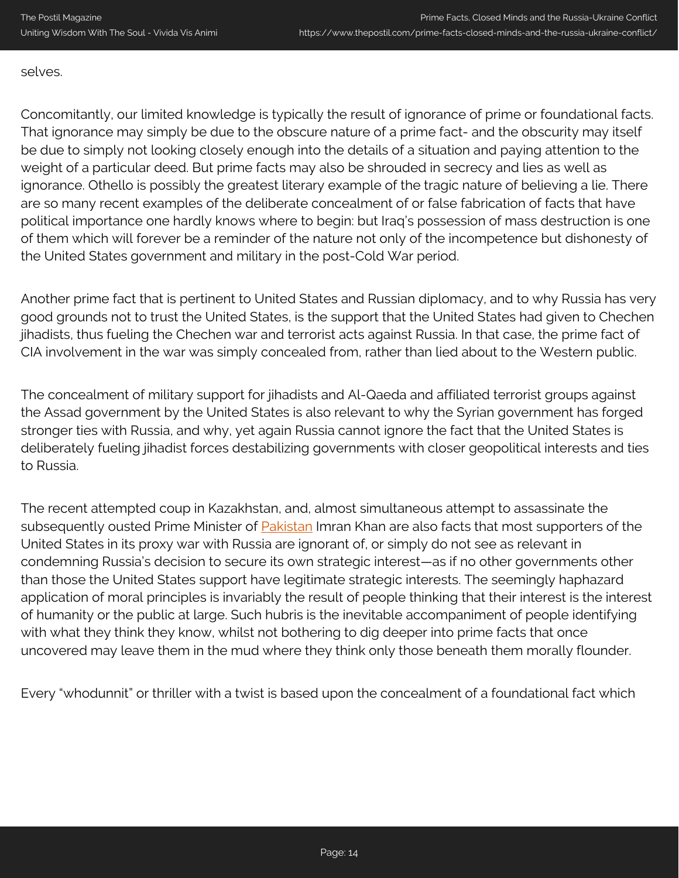selves.

Concomitantly, our limited knowledge is typically the result of ignorance of prime or foundational facts. That ignorance may simply be due to the obscure nature of a prime fact- and the obscurity may itself be due to simply not looking closely enough into the details of a situation and paying attention to the weight of a particular deed. But prime facts may also be shrouded in secrecy and lies as well as ignorance. Othello is possibly the greatest literary example of the tragic nature of believing a lie. There are so many recent examples of the deliberate concealment of or false fabrication of facts that have political importance one hardly knows where to begin: but Iraq's possession of mass destruction is one of them which will forever be a reminder of the nature not only of the incompetence but dishonesty of the United States government and military in the post-Cold War period.

Another prime fact that is pertinent to United States and Russian diplomacy, and to why Russia has very good grounds not to trust the United States, is the support that the United States had given to Chechen jihadists, thus fueling the Chechen war and terrorist acts against Russia. In that case, the prime fact of CIA involvement in the war was simply concealed from, rather than lied about to the Western public.

The concealment of military support for jihadists and Al-Qaeda and affiliated terrorist groups against the Assad government by the United States is also relevant to why the Syrian government has forged stronger ties with Russia, and why, yet again Russia cannot ignore the fact that the United States is deliberately fueling jihadist forces destabilizing governments with closer geopolitical interests and ties to Russia.

The recent attempted coup in Kazakhstan, and, almost simultaneous attempt to assassinate the subsequently ousted Prime Minister of Pakistan Imran Khan are also facts that most supporters of the United States in its proxy war with Russia are ignorant of, or simply do not see as relevant in condemning Russia's decision to secure its own strategic interest—as if no other governments other than those the United States support have legitimate strategic interests. The seemingly haphazard application of moral principles is invariably the result of people thinking that their interest is the interest of humanity or the public at large. Such hubris is the inevitable accompaniment of people identifying with what they think they know, whilst not bothering to dig deeper into prime facts that once uncovered may leave them in the mud where they think only those beneath them morally flounder.

Every "whodunnit" or thriller with a twist is based upon the concealment of a foundational fact which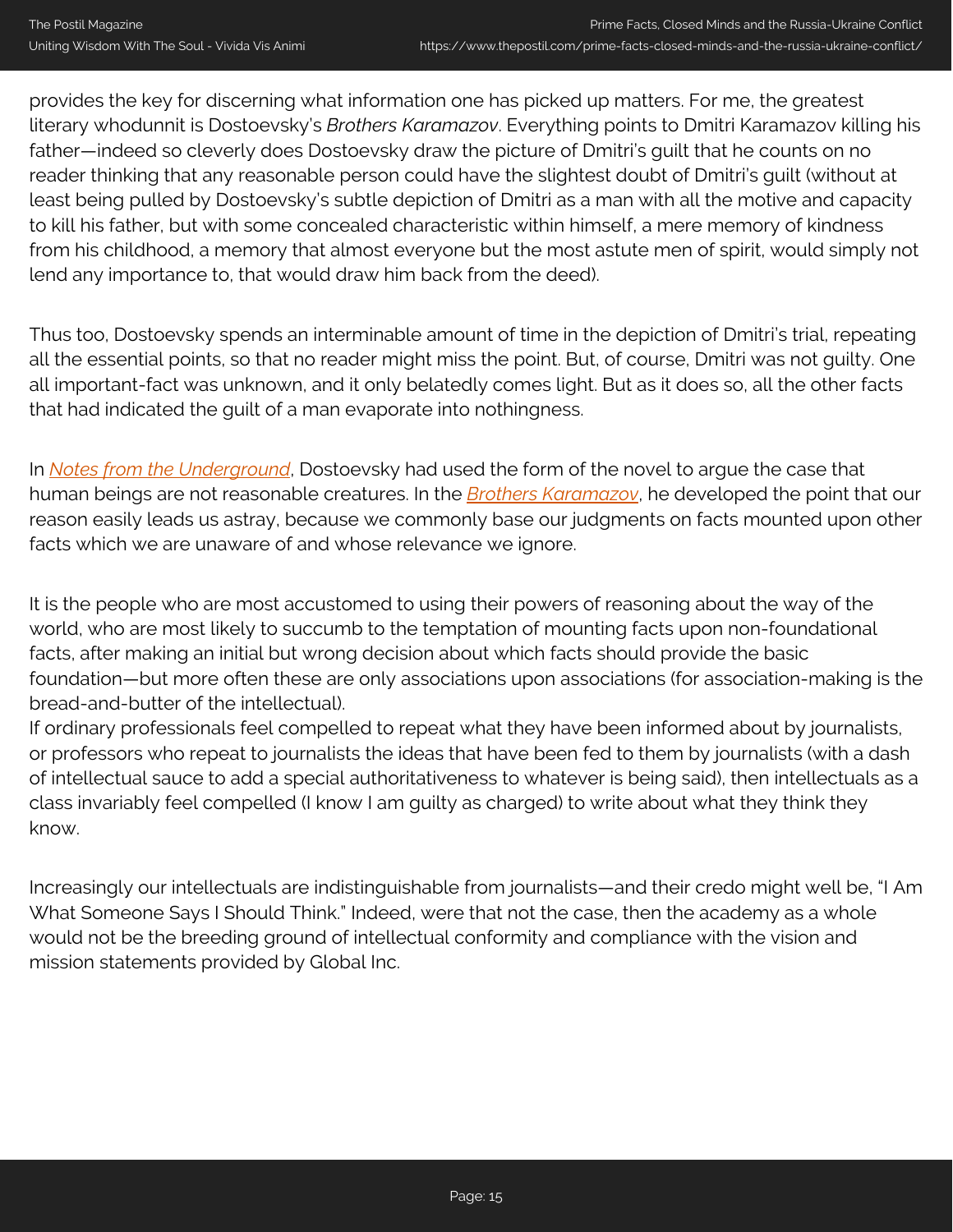provides the key for discerning what information one has picked up matters. For me, the greatest literary whodunnit is Dostoevsky's *Brothers Karamazov*. Everything points to Dmitri Karamazov killing his father—indeed so cleverly does Dostoevsky draw the picture of Dmitri's guilt that he counts on no reader thinking that any reasonable person could have the slightest doubt of Dmitri's guilt (without at least being pulled by Dostoevsky's subtle depiction of Dmitri as a man with all the motive and capacity to kill his father, but with some concealed characteristic within himself, a mere memory of kindness from his childhood, a memory that almost everyone but the most astute men of spirit, would simply not lend any importance to, that would draw him back from the deed).

Thus too, Dostoevsky spends an interminable amount of time in the depiction of Dmitri's trial, repeating all the essential points, so that no reader might miss the point. But, of course, Dmitri was not guilty. One all important-fact was unknown, and it only belatedly comes light. But as it does so, all the other facts that had indicated the guilt of a man evaporate into nothingness.

In *Notes from the Underground*, Dostoevsky had used the form of the novel to argue the case that human beings are not reasonable creatures. In the *Brothers Karamazov*, he developed the point that our reason easily leads us astray, because we commonly base our judgments on facts mounted upon other facts which we are unaware of and whose relevance we ignore.

It is the people who are most accustomed to using their powers of reasoning about the way of the world, who are most likely to succumb to the temptation of mounting facts upon non-foundational facts, after making an initial but wrong decision about which facts should provide the basic foundation—but more often these are only associations upon associations (for association-making is the bread-and-butter of the intellectual).
If ordinary professionals feel compelled to repeat what they have been informed about by journalists, or professors who repeat to journalists the ideas that have been fed to them by journalists (with a dash of intellectual sauce to add a special authoritativeness to whatever is being said), then intellectuals as a class invariably feel compelled (I know I am guilty as charged) to write about what they think they know.

Increasingly our intellectuals are indistinguishable from journalists—and their credo might well be, "I Am What Someone Says I Should Think." Indeed, were that not the case, then the academy as a whole would not be the breeding ground of intellectual conformity and compliance with the vision and mission statements provided by Global Inc.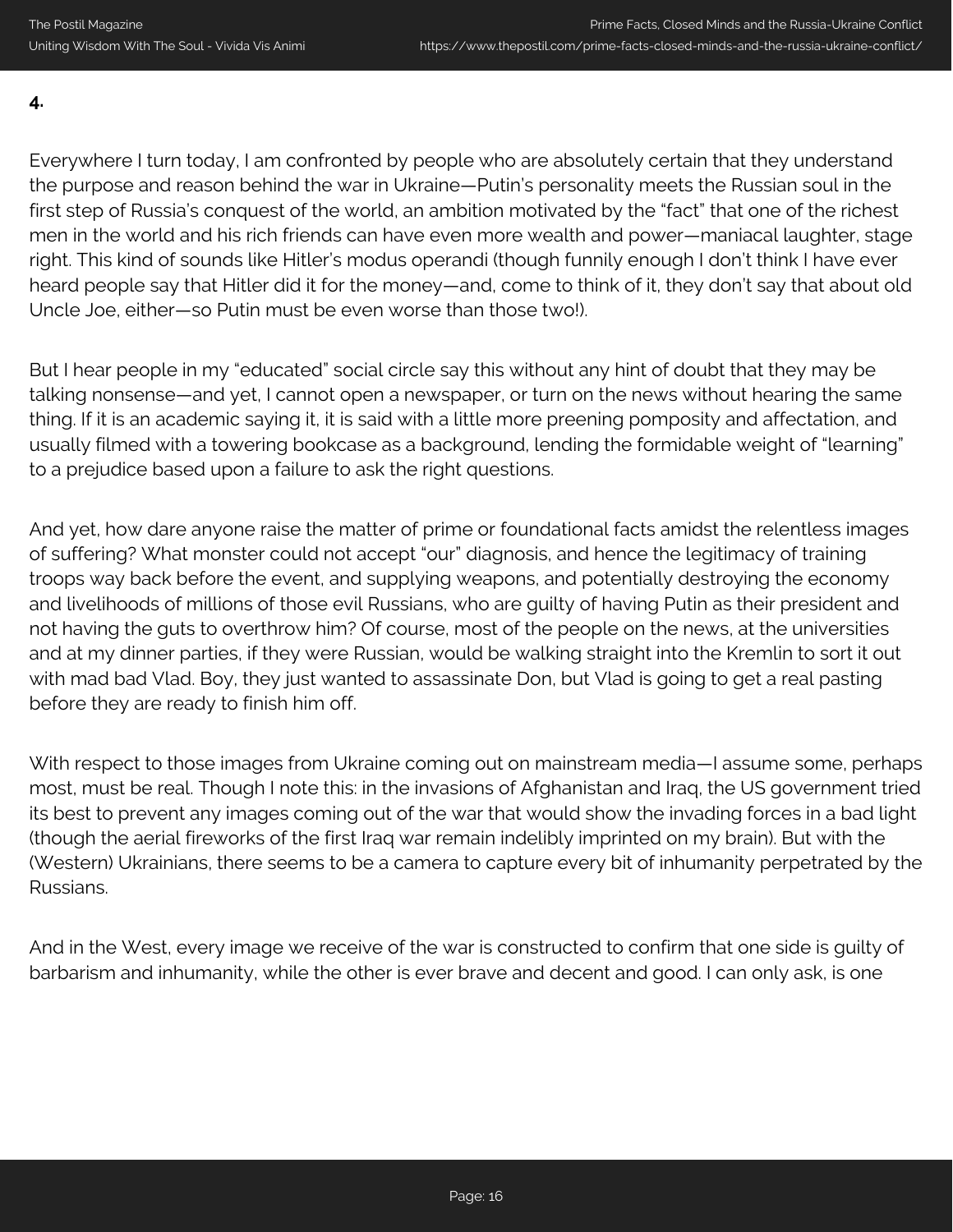**4.**

Everywhere I turn today, I am confronted by people who are absolutely certain that they understand the purpose and reason behind the war in Ukraine—Putin's personality meets the Russian soul in the first step of Russia's conquest of the world, an ambition motivated by the "fact" that one of the richest men in the world and his rich friends can have even more wealth and power—maniacal laughter, stage right. This kind of sounds like Hitler's modus operandi (though funnily enough I don't think I have ever heard people say that Hitler did it for the money—and, come to think of it, they don't say that about old Uncle Joe, either—so Putin must be even worse than those two!).

But I hear people in my "educated" social circle say this without any hint of doubt that they may be talking nonsense—and yet, I cannot open a newspaper, or turn on the news without hearing the same thing. If it is an academic saying it, it is said with a little more preening pomposity and affectation, and usually filmed with a towering bookcase as a background, lending the formidable weight of "learning" to a prejudice based upon a failure to ask the right questions.

And yet, how dare anyone raise the matter of prime or foundational facts amidst the relentless images of suffering? What monster could not accept "our" diagnosis, and hence the legitimacy of training troops way back before the event, and supplying weapons, and potentially destroying the economy and livelihoods of millions of those evil Russians, who are guilty of having Putin as their president and not having the guts to overthrow him? Of course, most of the people on the news, at the universities and at my dinner parties, if they were Russian, would be walking straight into the Kremlin to sort it out with mad bad Vlad. Boy, they just wanted to assassinate Don, but Vlad is going to get a real pasting before they are ready to finish him off.

With respect to those images from Ukraine coming out on mainstream media—I assume some, perhaps most, must be real. Though I note this: in the invasions of Afghanistan and Iraq, the US government tried its best to prevent any images coming out of the war that would show the invading forces in a bad light (though the aerial fireworks of the first Iraq war remain indelibly imprinted on my brain). But with the (Western) Ukrainians, there seems to be a camera to capture every bit of inhumanity perpetrated by the Russians.

And in the West, every image we receive of the war is constructed to confirm that one side is guilty of barbarism and inhumanity, while the other is ever brave and decent and good. I can only ask, is one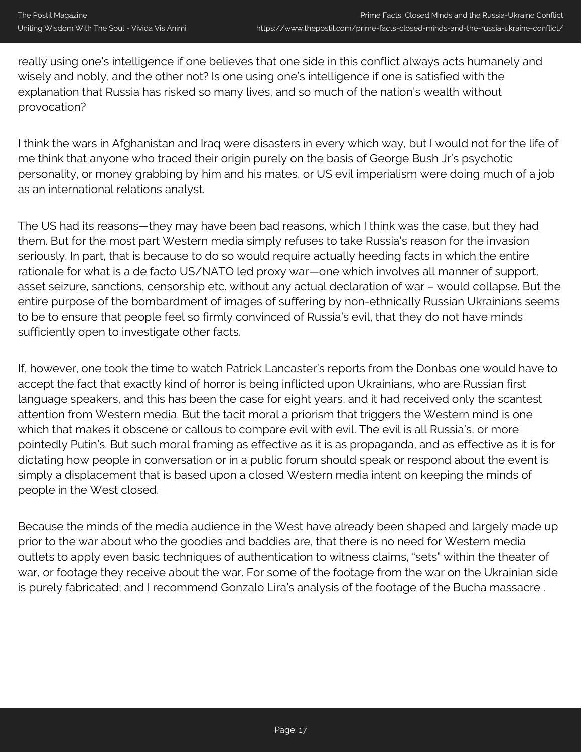really using one's intelligence if one believes that one side in this conflict always acts humanely and wisely and nobly, and the other not? Is one using one's intelligence if one is satisfied with the explanation that Russia has risked so many lives, and so much of the nation's wealth without provocation?

I think the wars in Afghanistan and Iraq were disasters in every which way, but I would not for the life of me think that anyone who traced their origin purely on the basis of George Bush Jr's psychotic personality, or money grabbing by him and his mates, or US evil imperialism were doing much of a job as an international relations analyst.

The US had its reasons—they may have been bad reasons, which I think was the case, but they had them. But for the most part Western media simply refuses to take Russia's reason for the invasion seriously. In part, that is because to do so would require actually heeding facts in which the entire rationale for what is a de facto US/NATO led proxy war—one which involves all manner of support, asset seizure, sanctions, censorship etc. without any actual declaration of war – would collapse. But the entire purpose of the bombardment of images of suffering by non-ethnically Russian Ukrainians seems to be to ensure that people feel so firmly convinced of Russia's evil, that they do not have minds sufficiently open to investigate other facts.

If, however, one took the time to watch Patrick Lancaster's reports from the Donbas one would have to accept the fact that exactly kind of horror is being inflicted upon Ukrainians, who are Russian first language speakers, and this has been the case for eight years, and it had received only the scantest attention from Western media. But the tacit moral a priorism that triggers the Western mind is one which that makes it obscene or callous to compare evil with evil. The evil is all Russia's, or more pointedly Putin's. But such moral framing as effective as it is as propaganda, and as effective as it is for dictating how people in conversation or in a public forum should speak or respond about the event is simply a displacement that is based upon a closed Western media intent on keeping the minds of people in the West closed.

Because the minds of the media audience in the West have already been shaped and largely made up prior to the war about who the goodies and baddies are, that there is no need for Western media outlets to apply even basic techniques of authentication to witness claims, "sets" within the theater of war, or footage they receive about the war. For some of the footage from the war on the Ukrainian side is purely fabricated; and I recommend Gonzalo Lira's analysis of the footage of the Bucha massacre .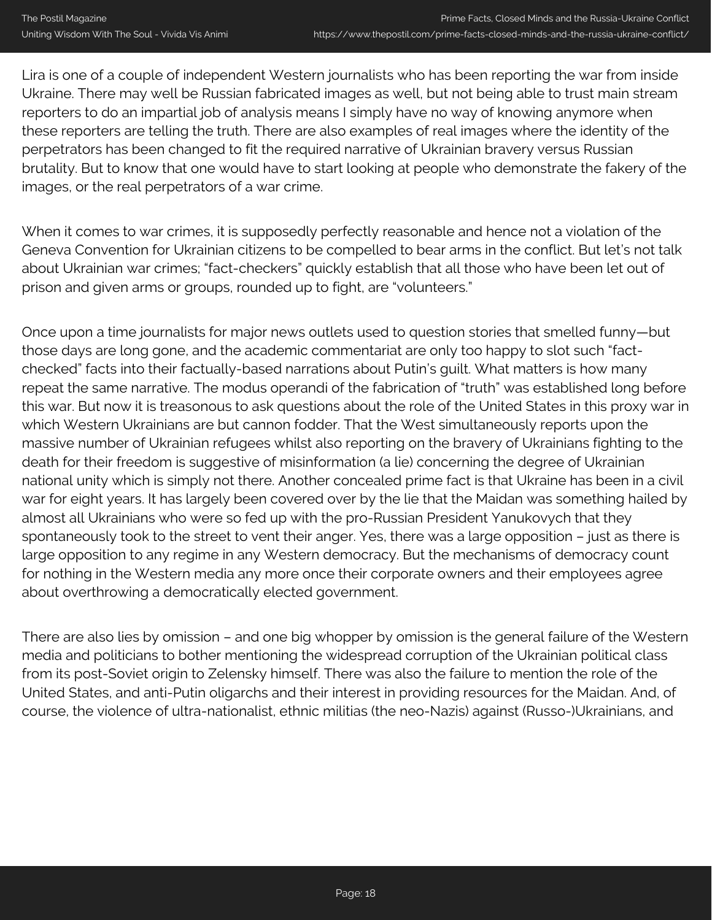Lira is one of a couple of independent Western journalists who has been reporting the war from inside Ukraine. There may well be Russian fabricated images as well, but not being able to trust main stream reporters to do an impartial job of analysis means I simply have no way of knowing anymore when these reporters are telling the truth. There are also examples of real images where the identity of the perpetrators has been changed to fit the required narrative of Ukrainian bravery versus Russian brutality. But to know that one would have to start looking at people who demonstrate the fakery of the images, or the real perpetrators of a war crime.

When it comes to war crimes, it is supposedly perfectly reasonable and hence not a violation of the Geneva Convention for Ukrainian citizens to be compelled to bear arms in the conflict. But let's not talk about Ukrainian war crimes; "fact-checkers" quickly establish that all those who have been let out of prison and given arms or groups, rounded up to fight, are "volunteers."

Once upon a time journalists for major news outlets used to question stories that smelled funny—but those days are long gone, and the academic commentariat are only too happy to slot such "fact-checked" facts into their factually-based narrations about Putin's guilt. What matters is how many repeat the same narrative. The modus operandi of the fabrication of "truth" was established long before this war. But now it is treasonous to ask questions about the role of the United States in this proxy war in which Western Ukrainians are but cannon fodder. That the West simultaneously reports upon the massive number of Ukrainian refugees whilst also reporting on the bravery of Ukrainians fighting to the death for their freedom is suggestive of misinformation (a lie) concerning the degree of Ukrainian national unity which is simply not there. Another concealed prime fact is that Ukraine has been in a civil war for eight years. It has largely been covered over by the lie that the Maidan was something hailed by almost all Ukrainians who were so fed up with the pro-Russian President Yanukovych that they spontaneously took to the street to vent their anger. Yes, there was a large opposition – just as there is large opposition to any regime in any Western democracy. But the mechanisms of democracy count for nothing in the Western media any more once their corporate owners and their employees agree about overthrowing a democratically elected government.

There are also lies by omission – and one big whopper by omission is the general failure of the Western media and politicians to bother mentioning the widespread corruption of the Ukrainian political class from its post-Soviet origin to Zelensky himself. There was also the failure to mention the role of the United States, and anti-Putin oligarchs and their interest in providing resources for the Maidan. And, of course, the violence of ultra-nationalist, ethnic militias (the neo-Nazis) against (Russo-)Ukrainians, and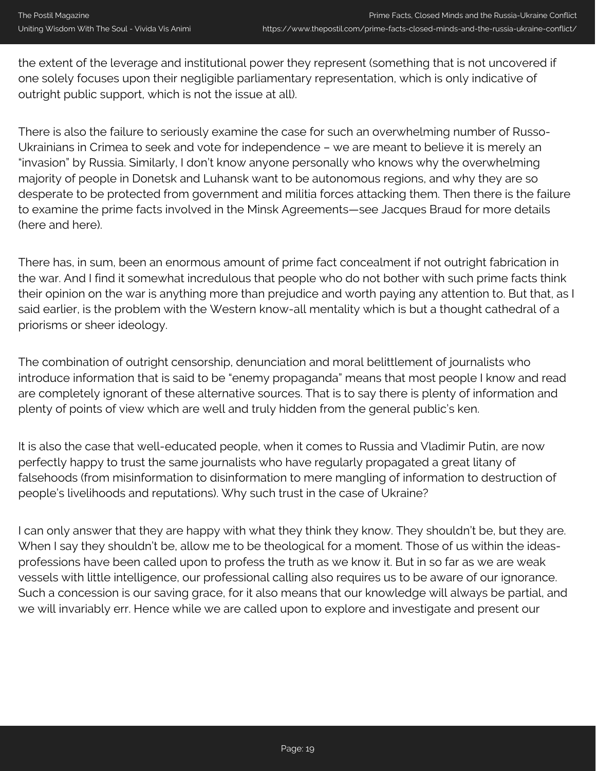the extent of the leverage and institutional power they represent (something that is not uncovered if one solely focuses upon their negligible parliamentary representation, which is only indicative of outright public support, which is not the issue at all).

There is also the failure to seriously examine the case for such an overwhelming number of Russo-Ukrainians in Crimea to seek and vote for independence – we are meant to believe it is merely an "invasion" by Russia. Similarly, I don't know anyone personally who knows why the overwhelming majority of people in Donetsk and Luhansk want to be autonomous regions, and why they are so desperate to be protected from government and militia forces attacking them. Then there is the failure to examine the prime facts involved in the Minsk Agreements—see Jacques Braud for more details (here and here).

There has, in sum, been an enormous amount of prime fact concealment if not outright fabrication in the war. And I find it somewhat incredulous that people who do not bother with such prime facts think their opinion on the war is anything more than prejudice and worth paying any attention to. But that, as I said earlier, is the problem with the Western know-all mentality which is but a thought cathedral of a priorisms or sheer ideology.

The combination of outright censorship, denunciation and moral belittlement of journalists who introduce information that is said to be "enemy propaganda" means that most people I know and read are completely ignorant of these alternative sources. That is to say there is plenty of information and plenty of points of view which are well and truly hidden from the general public's ken.

It is also the case that well-educated people, when it comes to Russia and Vladimir Putin, are now perfectly happy to trust the same journalists who have regularly propagated a great litany of falsehoods (from misinformation to disinformation to mere mangling of information to destruction of people's livelihoods and reputations). Why such trust in the case of Ukraine?

I can only answer that they are happy with what they think they know. They shouldn't be, but they are. When I say they shouldn't be, allow me to be theological for a moment. Those of us within the ideas-professions have been called upon to profess the truth as we know it. But in so far as we are weak vessels with little intelligence, our professional calling also requires us to be aware of our ignorance. Such a concession is our saving grace, for it also means that our knowledge will always be partial, and we will invariably err. Hence while we are called upon to explore and investigate and present our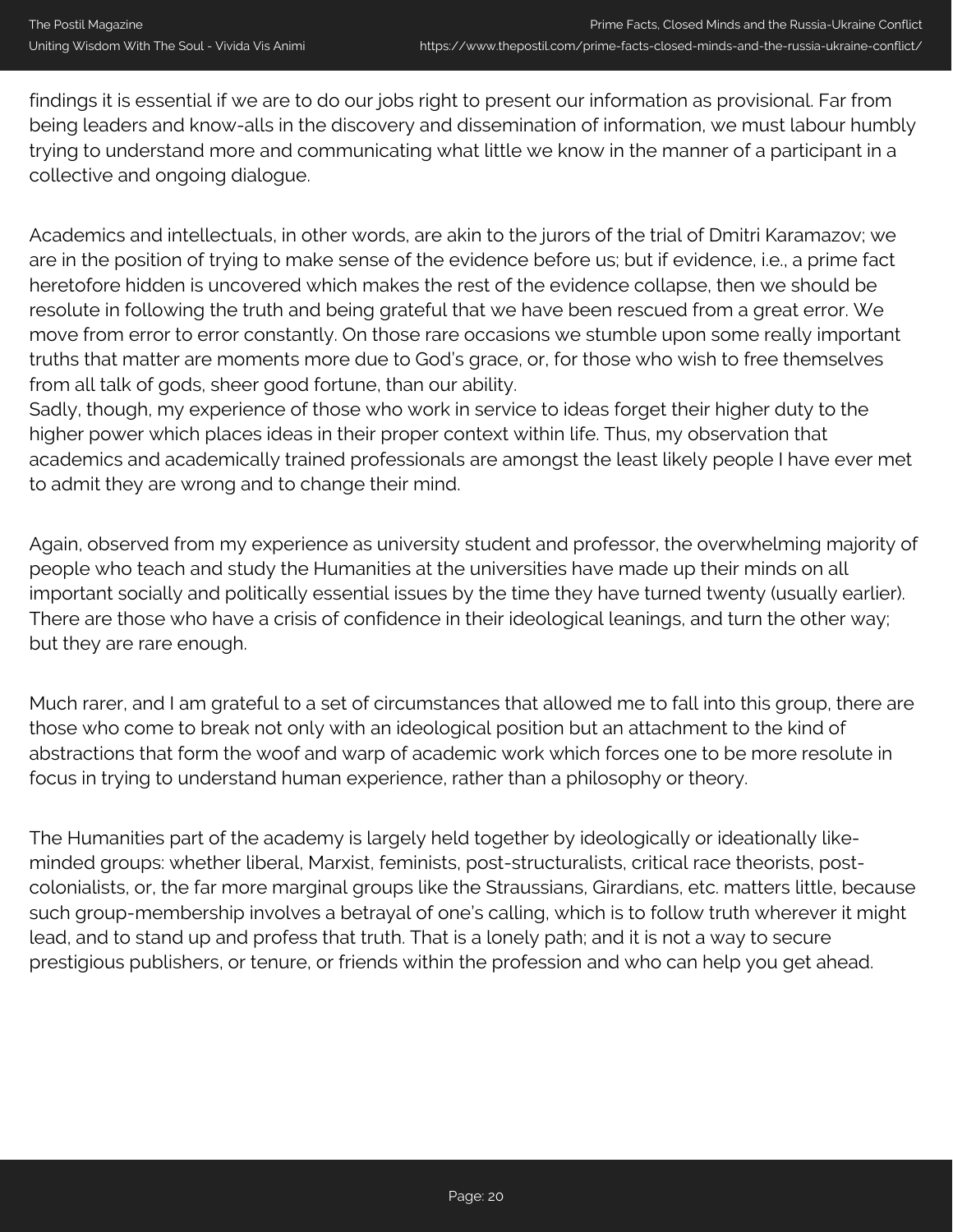findings it is essential if we are to do our jobs right to present our information as provisional. Far from being leaders and know-alls in the discovery and dissemination of information, we must labour humbly trying to understand more and communicating what little we know in the manner of a participant in a collective and ongoing dialogue.

Academics and intellectuals, in other words, are akin to the jurors of the trial of Dmitri Karamazov; we are in the position of trying to make sense of the evidence before us; but if evidence, i.e., a prime fact heretofore hidden is uncovered which makes the rest of the evidence collapse, then we should be resolute in following the truth and being grateful that we have been rescued from a great error. We move from error to error constantly. On those rare occasions we stumble upon some really important truths that matter are moments more due to God's grace, or, for those who wish to free themselves from all talk of gods, sheer good fortune, than our ability.
Sadly, though, my experience of those who work in service to ideas forget their higher duty to the higher power which places ideas in their proper context within life. Thus, my observation that academics and academically trained professionals are amongst the least likely people I have ever met to admit they are wrong and to change their mind.

Again, observed from my experience as university student and professor, the overwhelming majority of people who teach and study the Humanities at the universities have made up their minds on all important socially and politically essential issues by the time they have turned twenty (usually earlier). There are those who have a crisis of confidence in their ideological leanings, and turn the other way; but they are rare enough.

Much rarer, and I am grateful to a set of circumstances that allowed me to fall into this group, there are those who come to break not only with an ideological position but an attachment to the kind of abstractions that form the woof and warp of academic work which forces one to be more resolute in focus in trying to understand human experience, rather than a philosophy or theory.

The Humanities part of the academy is largely held together by ideologically or ideationally like-minded groups: whether liberal, Marxist, feminists, post-structuralists, critical race theorists, post-colonialists, or, the far more marginal groups like the Straussians, Girardians, etc. matters little, because such group-membership involves a betrayal of one's calling, which is to follow truth wherever it might lead, and to stand up and profess that truth. That is a lonely path; and it is not a way to secure prestigious publishers, or tenure, or friends within the profession and who can help you get ahead.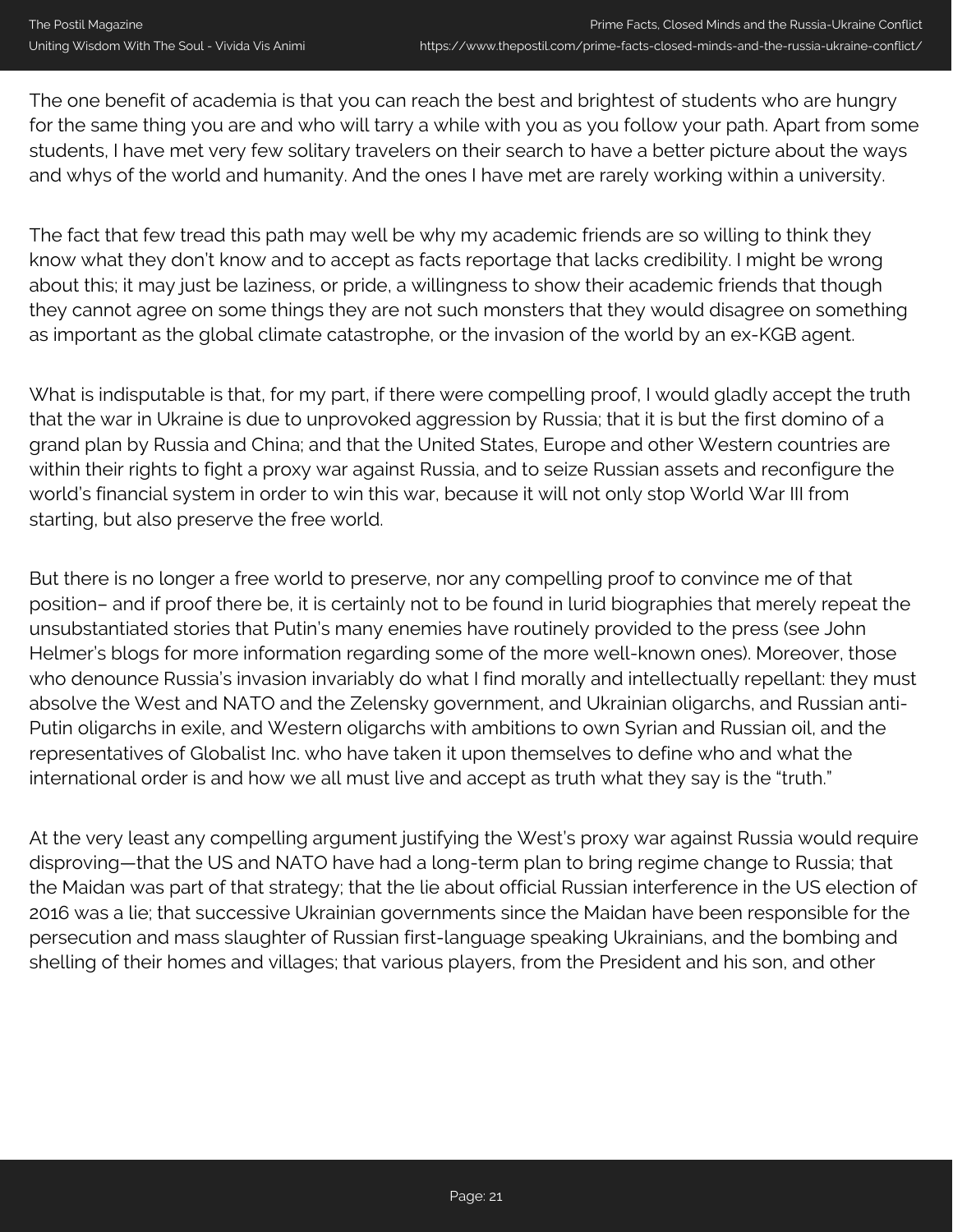The one benefit of academia is that you can reach the best and brightest of students who are hungry for the same thing you are and who will tarry a while with you as you follow your path. Apart from some students, I have met very few solitary travelers on their search to have a better picture about the ways and whys of the world and humanity. And the ones I have met are rarely working within a university.

The fact that few tread this path may well be why my academic friends are so willing to think they know what they don't know and to accept as facts reportage that lacks credibility. I might be wrong about this; it may just be laziness, or pride, a willingness to show their academic friends that though they cannot agree on some things they are not such monsters that they would disagree on something as important as the global climate catastrophe, or the invasion of the world by an ex-KGB agent.

What is indisputable is that, for my part, if there were compelling proof, I would gladly accept the truth that the war in Ukraine is due to unprovoked aggression by Russia; that it is but the first domino of a grand plan by Russia and China; and that the United States, Europe and other Western countries are within their rights to fight a proxy war against Russia, and to seize Russian assets and reconfigure the world's financial system in order to win this war, because it will not only stop World War III from starting, but also preserve the free world.

But there is no longer a free world to preserve, nor any compelling proof to convince me of that position– and if proof there be, it is certainly not to be found in lurid biographies that merely repeat the unsubstantiated stories that Putin's many enemies have routinely provided to the press (see John Helmer's blogs for more information regarding some of the more well-known ones). Moreover, those who denounce Russia's invasion invariably do what I find morally and intellectually repellant: they must absolve the West and NATO and the Zelensky government, and Ukrainian oligarchs, and Russian anti-Putin oligarchs in exile, and Western oligarchs with ambitions to own Syrian and Russian oil, and the representatives of Globalist Inc. who have taken it upon themselves to define who and what the international order is and how we all must live and accept as truth what they say is the "truth."

At the very least any compelling argument justifying the West's proxy war against Russia would require disproving—that the US and NATO have had a long-term plan to bring regime change to Russia; that the Maidan was part of that strategy; that the lie about official Russian interference in the US election of 2016 was a lie; that successive Ukrainian governments since the Maidan have been responsible for the persecution and mass slaughter of Russian first-language speaking Ukrainians, and the bombing and shelling of their homes and villages; that various players, from the President and his son, and other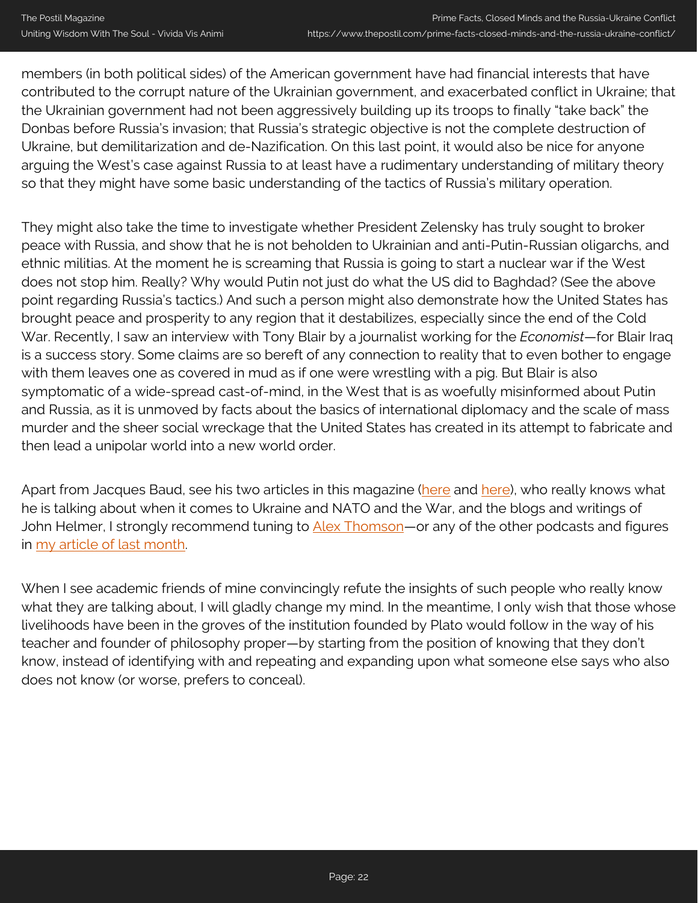members (in both political sides) of the American government have had financial interests that have contributed to the corrupt nature of the Ukrainian government, and exacerbated conflict in Ukraine; that the Ukrainian government had not been aggressively building up its troops to finally "take back" the Donbas before Russia's invasion; that Russia's strategic objective is not the complete destruction of Ukraine, but demilitarization and de-Nazification. On this last point, it would also be nice for anyone arguing the West's case against Russia to at least have a rudimentary understanding of military theory so that they might have some basic understanding of the tactics of Russia's military operation.

They might also take the time to investigate whether President Zelensky has truly sought to broker peace with Russia, and show that he is not beholden to Ukrainian and anti-Putin-Russian oligarchs, and ethnic militias. At the moment he is screaming that Russia is going to start a nuclear war if the West does not stop him. Really? Why would Putin not just do what the US did to Baghdad? (See the above point regarding Russia's tactics.) And such a person might also demonstrate how the United States has brought peace and prosperity to any region that it destabilizes, especially since the end of the Cold War. Recently, I saw an interview with Tony Blair by a journalist working for the *Economist*—for Blair Iraq is a success story. Some claims are so bereft of any connection to reality that to even bother to engage with them leaves one as covered in mud as if one were wrestling with a pig. But Blair is also symptomatic of a wide-spread cast-of-mind, in the West that is as woefully misinformed about Putin and Russia, as it is unmoved by facts about the basics of international diplomacy and the scale of mass murder and the sheer social wreckage that the United States has created in its attempt to fabricate and then lead a unipolar world into a new world order.

Apart from Jacques Baud, see his two articles in this magazine (here and here), who really knows what he is talking about when it comes to Ukraine and NATO and the War, and the blogs and writings of John Helmer, I strongly recommend tuning to Alex Thomson—or any of the other podcasts and figures in my article of last month.

When I see academic friends of mine convincingly refute the insights of such people who really know what they are talking about, I will gladly change my mind. In the meantime, I only wish that those whose livelihoods have been in the groves of the institution founded by Plato would follow in the way of his teacher and founder of philosophy proper—by starting from the position of knowing that they don't know, instead of identifying with and repeating and expanding upon what someone else says who also does not know (or worse, prefers to conceal).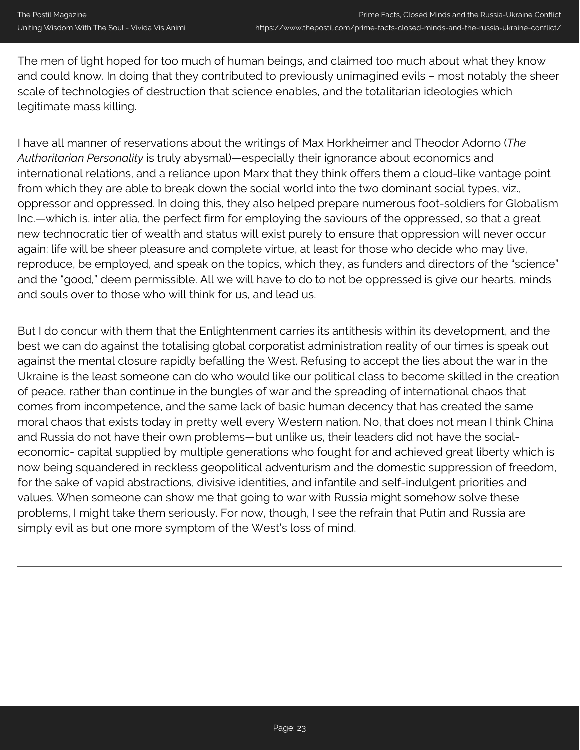The men of light hoped for too much of human beings, and claimed too much about what they know and could know. In doing that they contributed to previously unimagined evils – most notably the sheer scale of technologies of destruction that science enables, and the totalitarian ideologies which legitimate mass killing.

I have all manner of reservations about the writings of Max Horkheimer and Theodor Adorno (*The Authoritarian Personality* is truly abysmal)—especially their ignorance about economics and international relations, and a reliance upon Marx that they think offers them a cloud-like vantage point from which they are able to break down the social world into the two dominant social types, viz., oppressor and oppressed. In doing this, they also helped prepare numerous foot-soldiers for Globalism Inc.—which is, inter alia, the perfect firm for employing the saviours of the oppressed, so that a great new technocratic tier of wealth and status will exist purely to ensure that oppression will never occur again: life will be sheer pleasure and complete virtue, at least for those who decide who may live, reproduce, be employed, and speak on the topics, which they, as funders and directors of the "science" and the "good," deem permissible. All we will have to do to not be oppressed is give our hearts, minds and souls over to those who will think for us, and lead us.

But I do concur with them that the Enlightenment carries its antithesis within its development, and the best we can do against the totalising global corporatist administration reality of our times is speak out against the mental closure rapidly befalling the West. Refusing to accept the lies about the war in the Ukraine is the least someone can do who would like our political class to become skilled in the creation of peace, rather than continue in the bungles of war and the spreading of international chaos that comes from incompetence, and the same lack of basic human decency that has created the same moral chaos that exists today in pretty well every Western nation. No, that does not mean I think China and Russia do not have their own problems—but unlike us, their leaders did not have the social-economic- capital supplied by multiple generations who fought for and achieved great liberty which is now being squandered in reckless geopolitical adventurism and the domestic suppression of freedom, for the sake of vapid abstractions, divisive identities, and infantile and self-indulgent priorities and values. When someone can show me that going to war with Russia might somehow solve these problems, I might take them seriously. For now, though, I see the refrain that Putin and Russia are simply evil as but one more symptom of the West's loss of mind.

---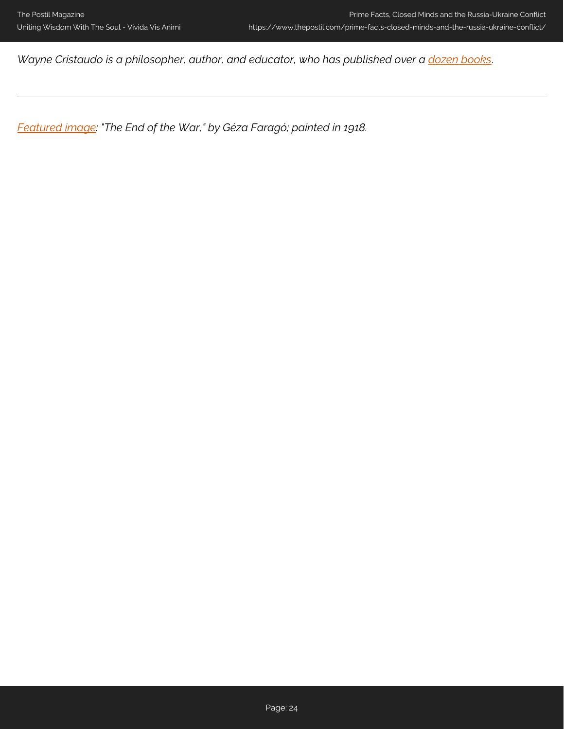*Wayne Cristaudo is a philosopher, author, and educator, who has published over a [dozen books](#).*

---

*[Featured image](#): "The End of the War," by Géza Faragó; painted in 1918.*